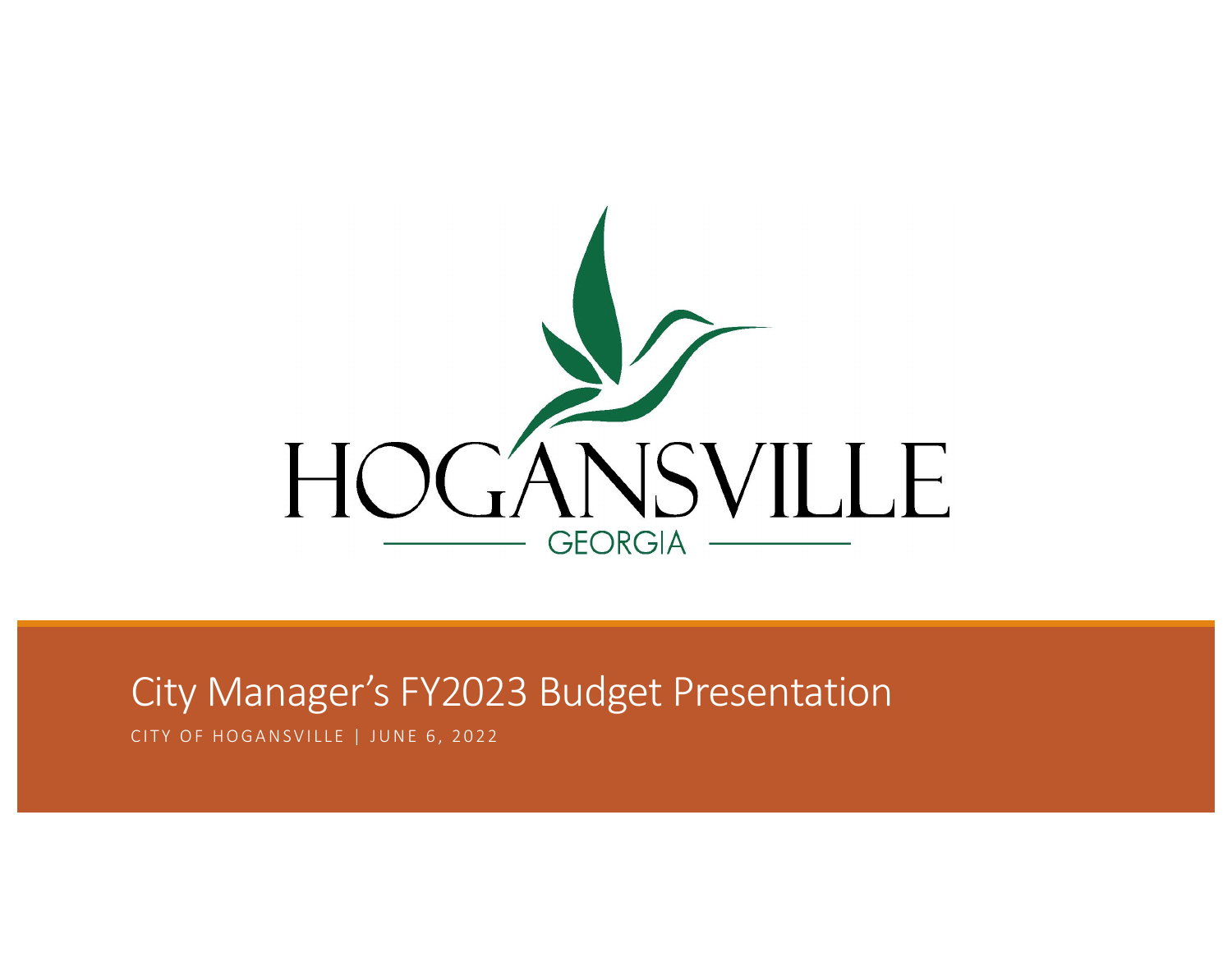HOGANSVILLE

GEORGIA

# City Manager's FY2023 Budget Presentation

CITY OF HOGANSVILLE | JUNE 6, 2022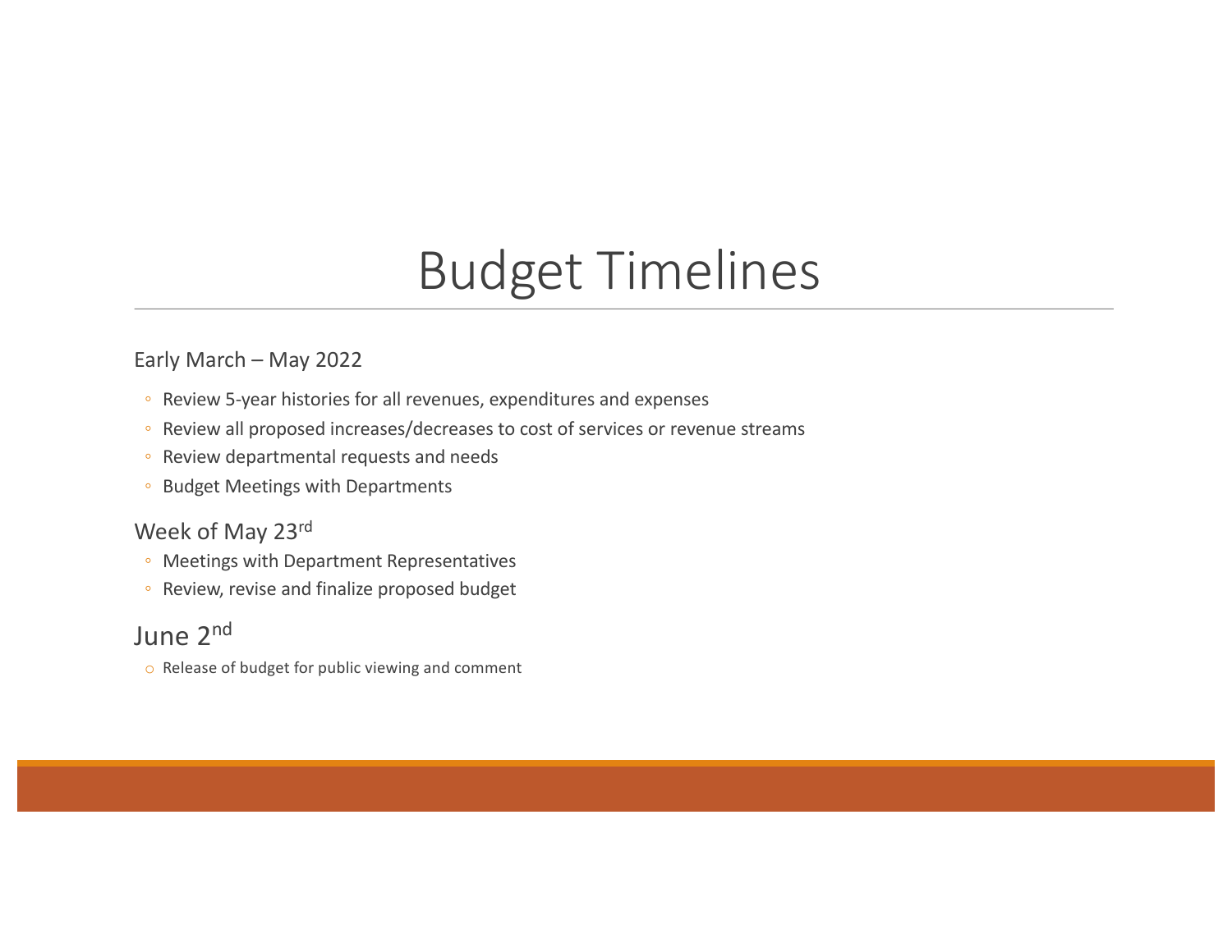# Budget Timelines

Early March – May 2022

- Review 5-year histories for all revenues, expenditures and expenses
- Review all proposed increases/decreases to cost of services or revenue streams
- Review departmental requests and needs
- Budget Meetings with Departments

Week of May 23rd

- Meetings with Department Representatives
- Review, revise and finalize proposed budget

June 2nd

- Release of budget for public viewing and comment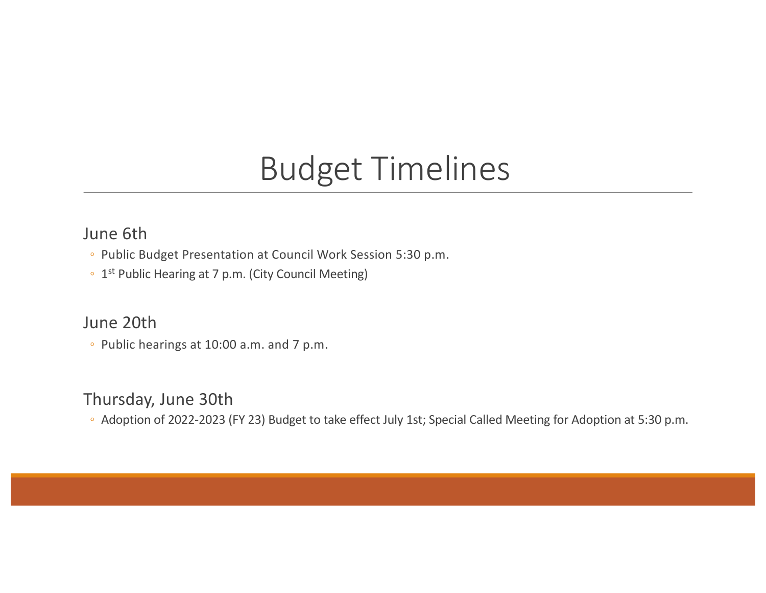# Budget Timelines

## June 6th

- Public Budget Presentation at Council Work Session 5:30 p.m.
- 1st Public Hearing at 7 p.m. (City Council Meeting)

## June 20th

- Public hearings at 10:00 a.m. and 7 p.m.

## Thursday, June 30th

- Adoption of 2022-2023 (FY 23) Budget to take effect July 1st; Special Called Meeting for Adoption at 5:30 p.m.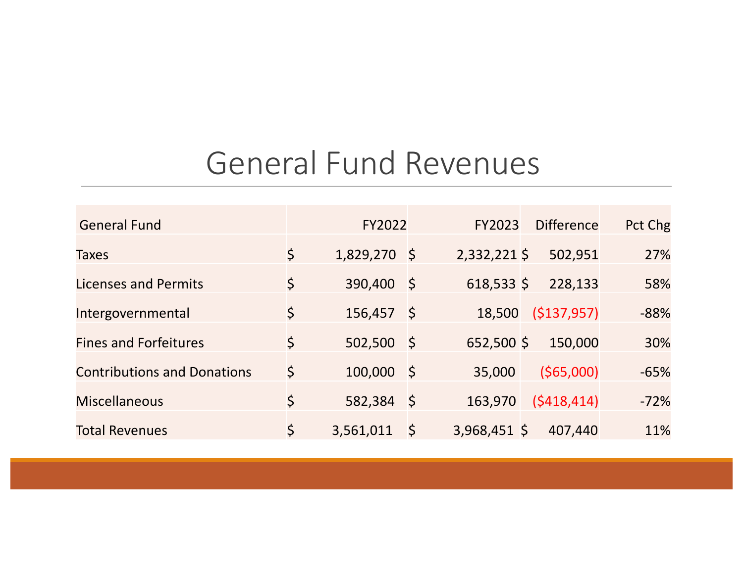# General Fund Revenues

| General Fund | FY2022 | FY2023 | Difference | Pct Chg |
|---|---|---|---|---|
| Taxes | $ 1,829,270 | $ 2,332,221 | $ 502,951 | 27% |
| Licenses and Permits | $ 390,400 | $ 618,533 | $ 228,133 | 58% |
| Intergovernmental | $ 156,457 | $ 18,500 | ($137,957) | -88% |
| Fines and Forfeitures | $ 502,500 | $ 652,500 | $ 150,000 | 30% |
| Contributions and Donations | $ 100,000 | $ 35,000 | ($65,000) | -65% |
| Miscellaneous | $ 582,384 | $ 163,970 | ($418,414) | -72% |
| Total Revenues | $ 3,561,011 | $ 3,968,451 | $ 407,440 | 11% |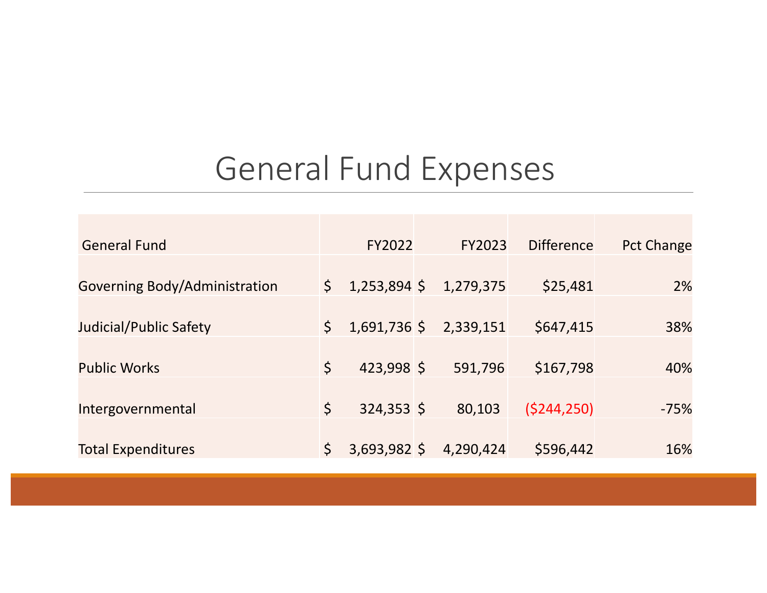# General Fund Expenses

| General Fund | FY2022 | FY2023 | Difference | Pct Change |
|---|---|---|---|---|
| Governing Body/Administration | $ 1,253,894 | $ 1,279,375 | $25,481 | 2% |
| Judicial/Public Safety | $ 1,691,736 | $ 2,339,151 | $647,415 | 38% |
| Public Works | $ 423,998 | $ 591,796 | $167,798 | 40% |
| Intergovernmental | $ 324,353 | $ 80,103 | ($244,250) | -75% |
| Total Expenditures | $ 3,693,982 | $ 4,290,424 | $596,442 | 16% |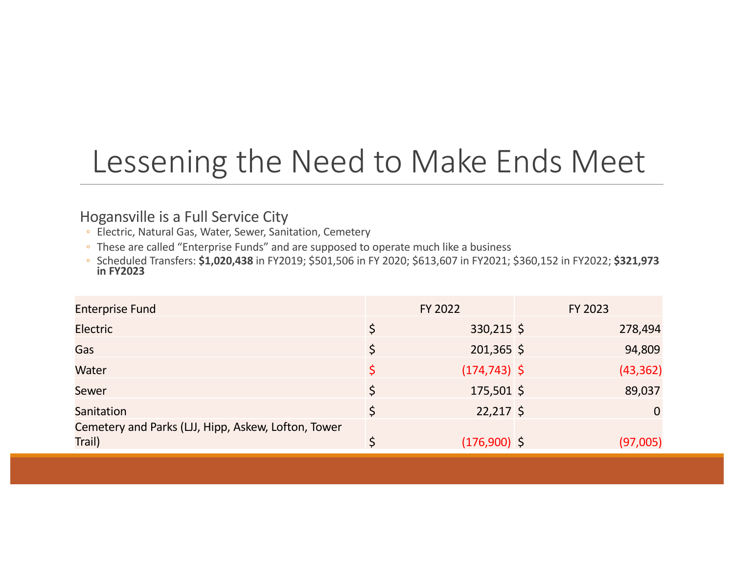# Lessening the Need to Make Ends Meet

Hogansville is a Full Service City

- Electric, Natural Gas, Water, Sewer, Sanitation, Cemetery
- These are called “Enterprise Funds” and are supposed to operate much like a business
- Scheduled Transfers: **$1,020,438** in FY2019; $501,506 in FY 2020; $613,607 in FY2021; $360,152 in FY2022; **$321,973 in FY2023**

| Enterprise Fund | FY 2022 | FY 2023 |
|---|---|---|
| Electric | $ 330,215 | $ 278,494 |
| Gas | $ 201,365 | $ 94,809 |
| Water | $ (174,743) | $ (43,362) |
| Sewer | $ 175,501 | $ 89,037 |
| Sanitation | $ 22,217 | $ 0 |
| Cemetery and Parks (LJJ, Hipp, Askew, Lofton, Tower Trail) | $ (176,900) | $ (97,005) |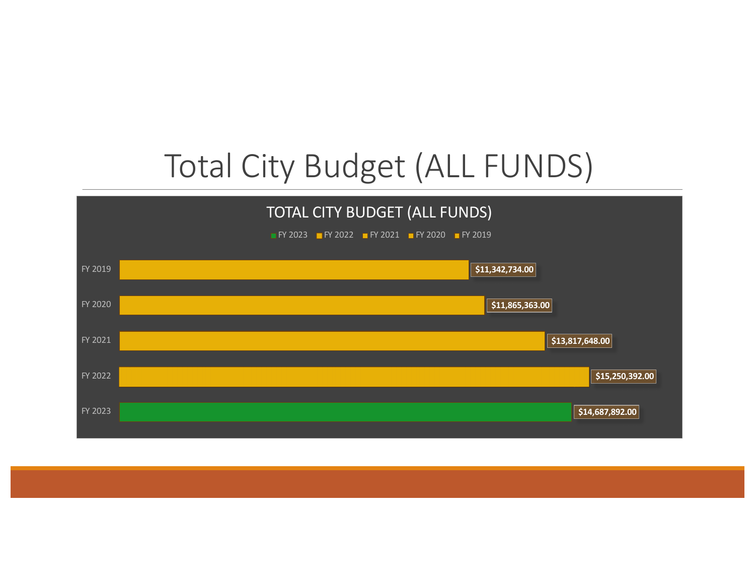# Total City Budget (ALL FUNDS)

## TOTAL CITY BUDGET (ALL FUNDS)

| Fiscal Year | Total Budget |
| --- | --- |
| FY 2019 | $11,342,734.00 |
| FY 2020 | $11,865,363.00 |
| FY 2021 | $13,817,648.00 |
| FY 2022 | $15,250,392.00 |
| FY 2023 | $14,687,892.00 |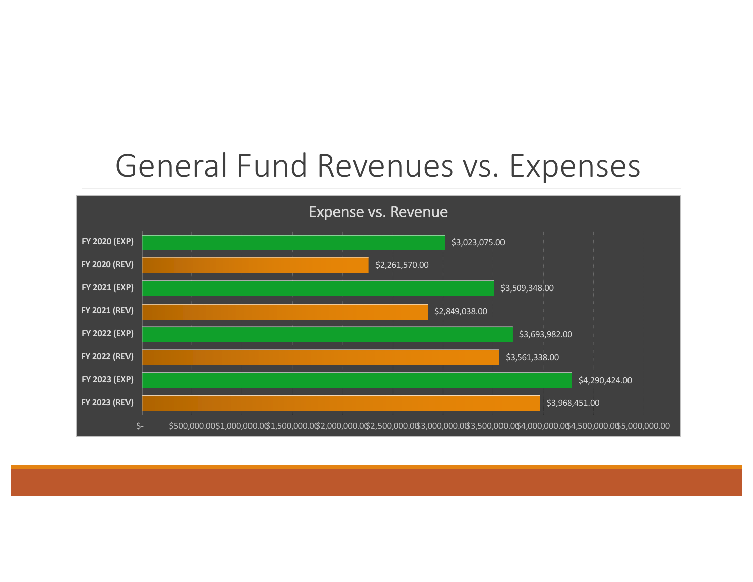# General Fund Revenues vs. Expenses

## Expense vs. Revenue

| Category | Amount |
| --- | --- |
| FY 2020 (EXP) | $3,023,075.00 |
| FY 2020 (REV) | $2,261,570.00 |
| FY 2021 (EXP) | $3,509,348.00 |
| FY 2021 (REV) | $2,849,038.00 |
| FY 2022 (EXP) | $3,693,982.00 |
| FY 2022 (REV) | $3,561,338.00 |
| FY 2023 (EXP) | $4,290,424.00 |
| FY 2023 (REV) | $3,968,451.00 |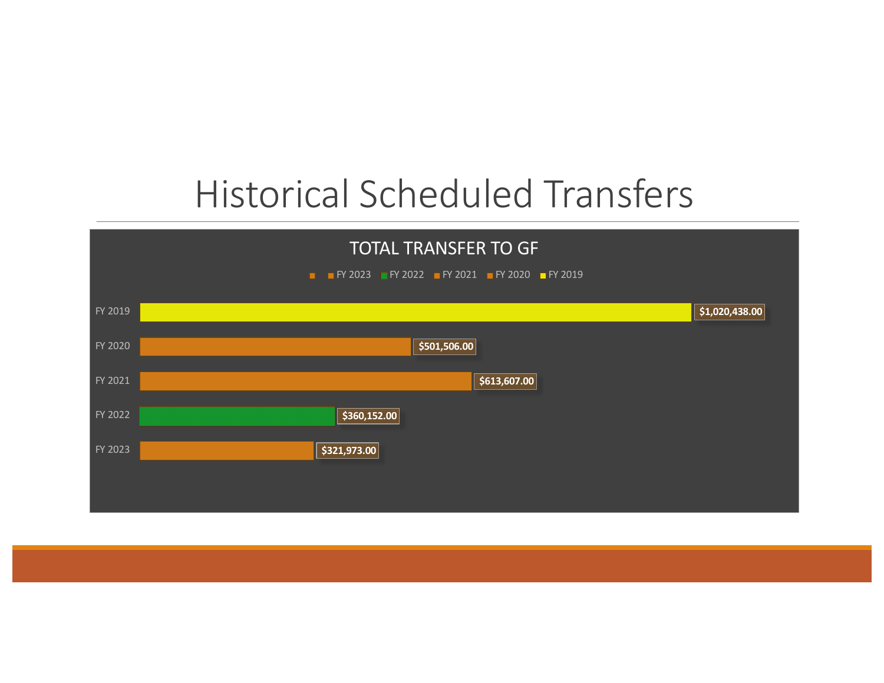# Historical Scheduled Transfers

## TOTAL TRANSFER TO GF

| Fiscal Year | Total Transfer to GF |
|---|---|
| FY 2019 | $1,020,438.00 |
| FY 2020 | $501,506.00 |
| FY 2021 | $613,607.00 |
| FY 2022 | $360,152.00 |
| FY 2023 | $321,973.00 |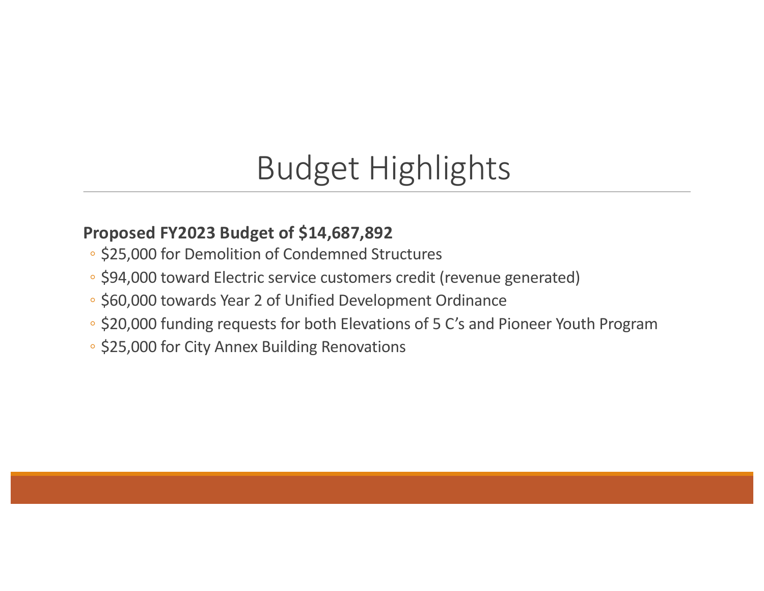# Budget Highlights

**Proposed FY2023 Budget of $14,687,892**

- $25,000 for Demolition of Condemned Structures
- $94,000 toward Electric service customers credit (revenue generated)
- $60,000 towards Year 2 of Unified Development Ordinance
- $20,000 funding requests for both Elevations of 5 C's and Pioneer Youth Program
- $25,000 for City Annex Building Renovations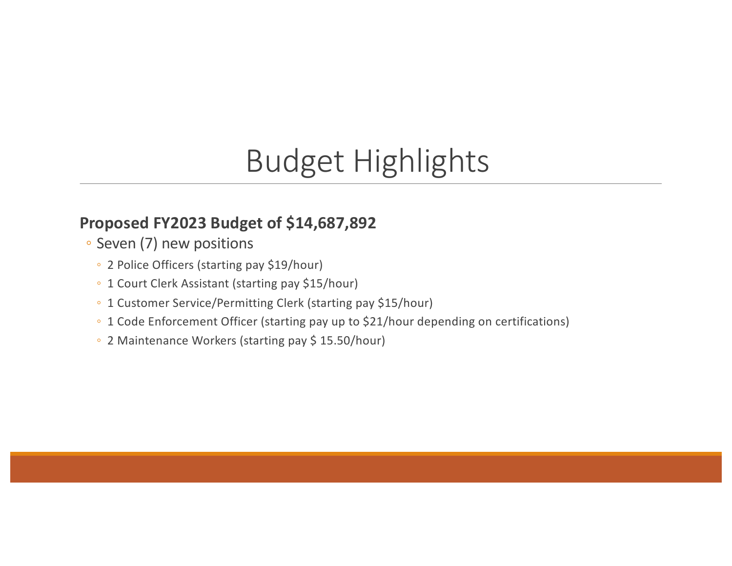# Budget Highlights

**Proposed FY2023 Budget of $14,687,892**

- Seven (7) new positions
  - 2 Police Officers (starting pay $19/hour)
  - 1 Court Clerk Assistant (starting pay $15/hour)
  - 1 Customer Service/Permitting Clerk (starting pay $15/hour)
  - 1 Code Enforcement Officer (starting pay up to $21/hour depending on certifications)
  - 2 Maintenance Workers (starting pay $ 15.50/hour)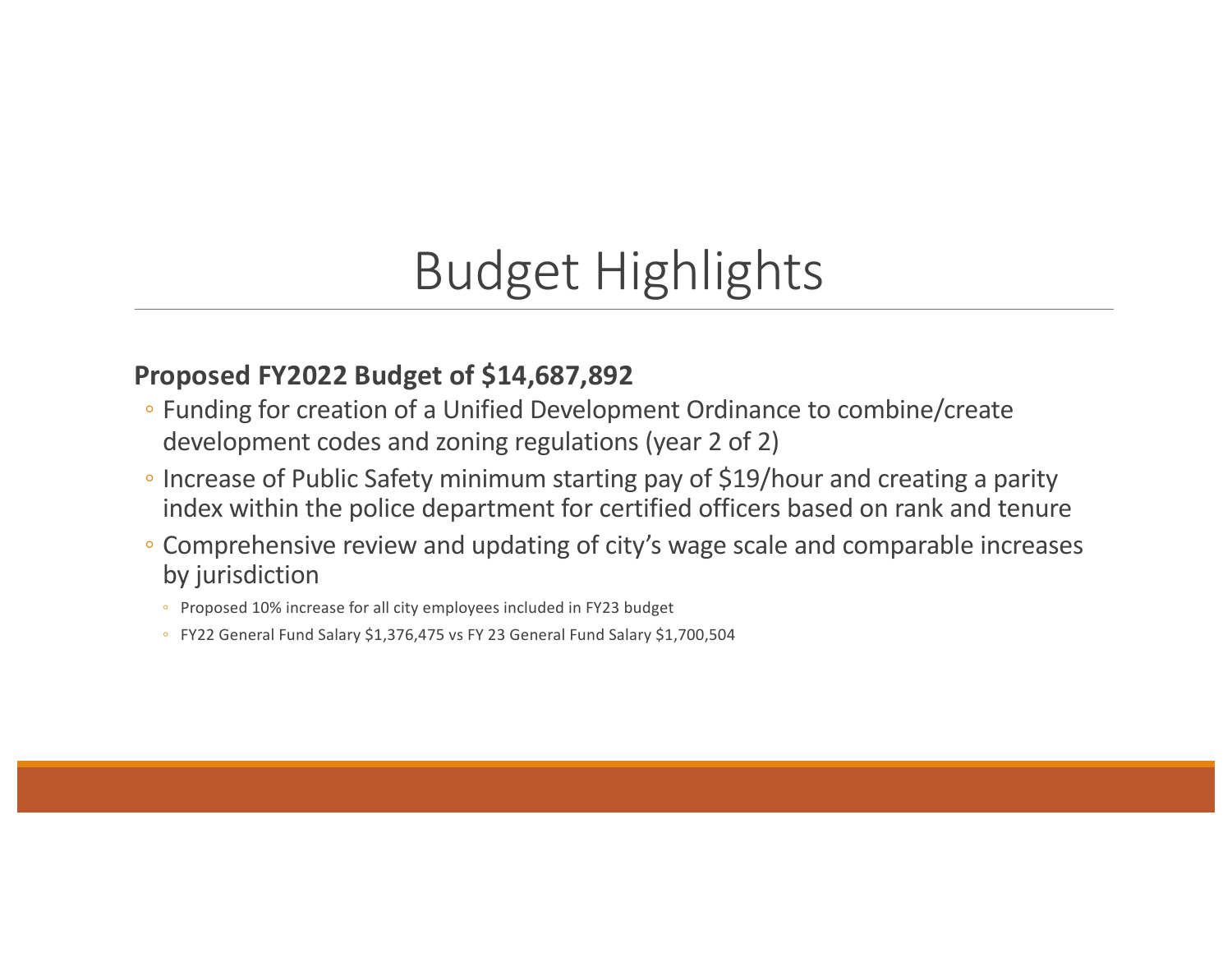# Budget Highlights

**Proposed FY2022 Budget of $14,687,892**

- Funding for creation of a Unified Development Ordinance to combine/create development codes and zoning regulations (year 2 of 2)
- Increase of Public Safety minimum starting pay of $19/hour and creating a parity index within the police department for certified officers based on rank and tenure
- Comprehensive review and updating of city's wage scale and comparable increases by jurisdiction
  - Proposed 10% increase for all city employees included in FY23 budget
  - FY22 General Fund Salary $1,376,475 vs FY 23 General Fund Salary $1,700,504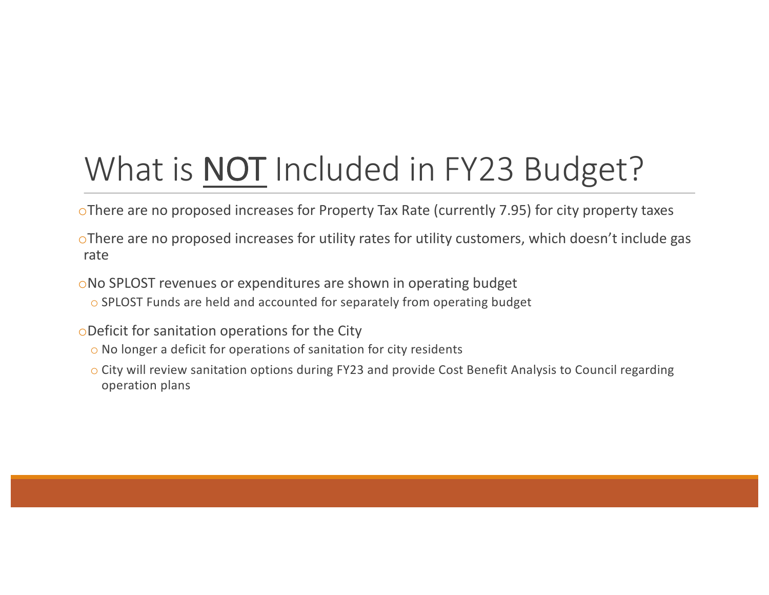# What is <u>NOT</u> Included in FY23 Budget?

- There are no proposed increases for Property Tax Rate (currently 7.95) for city property taxes
- There are no proposed increases for utility rates for utility customers, which doesn't include gas rate
- No SPLOST revenues or expenditures are shown in operating budget
  - SPLOST Funds are held and accounted for separately from operating budget
- Deficit for sanitation operations for the City
  - No longer a deficit for operations of sanitation for city residents
  - City will review sanitation options during FY23 and provide Cost Benefit Analysis to Council regarding operation plans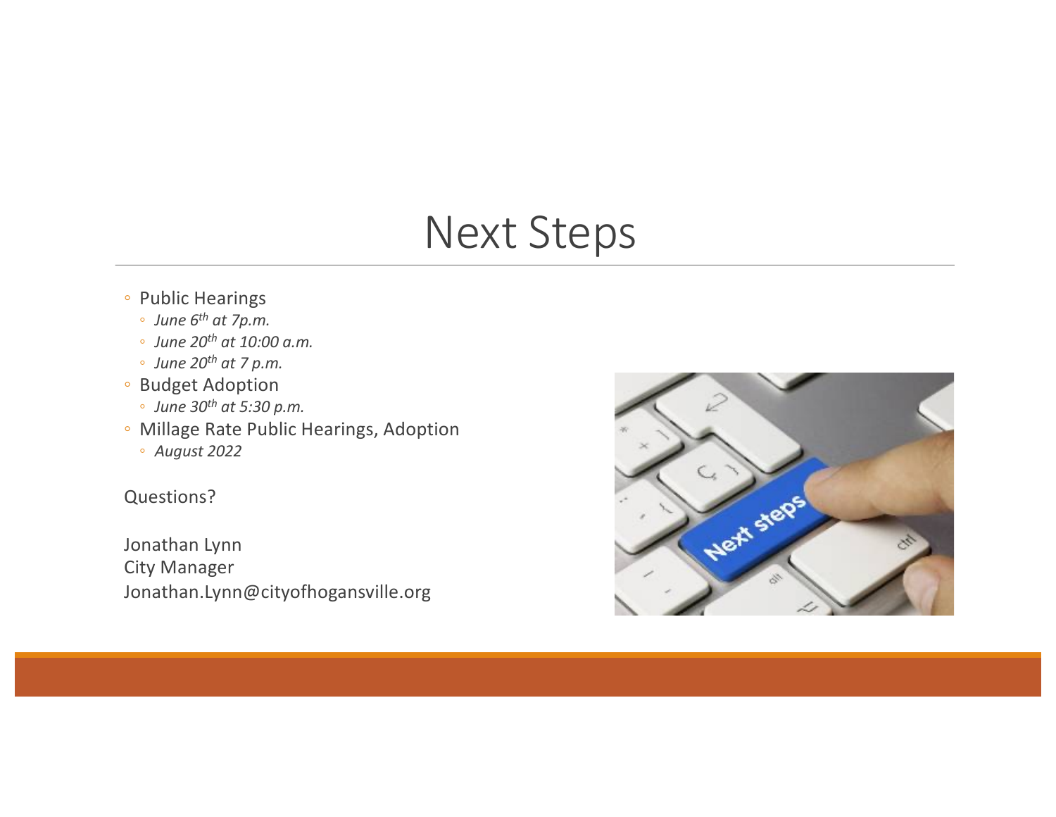# Next Steps

- Public Hearings
  - *June 6th at 7p.m.*
  - *June 20th at 10:00 a.m.*
  - *June 20th at 7 p.m.*
- Budget Adoption
  - *June 30th at 5:30 p.m.*
- Millage Rate Public Hearings, Adoption
  - *August 2022*

Questions?

Jonathan Lynn
City Manager
Jonathan.Lynn@cityofhogansville.org